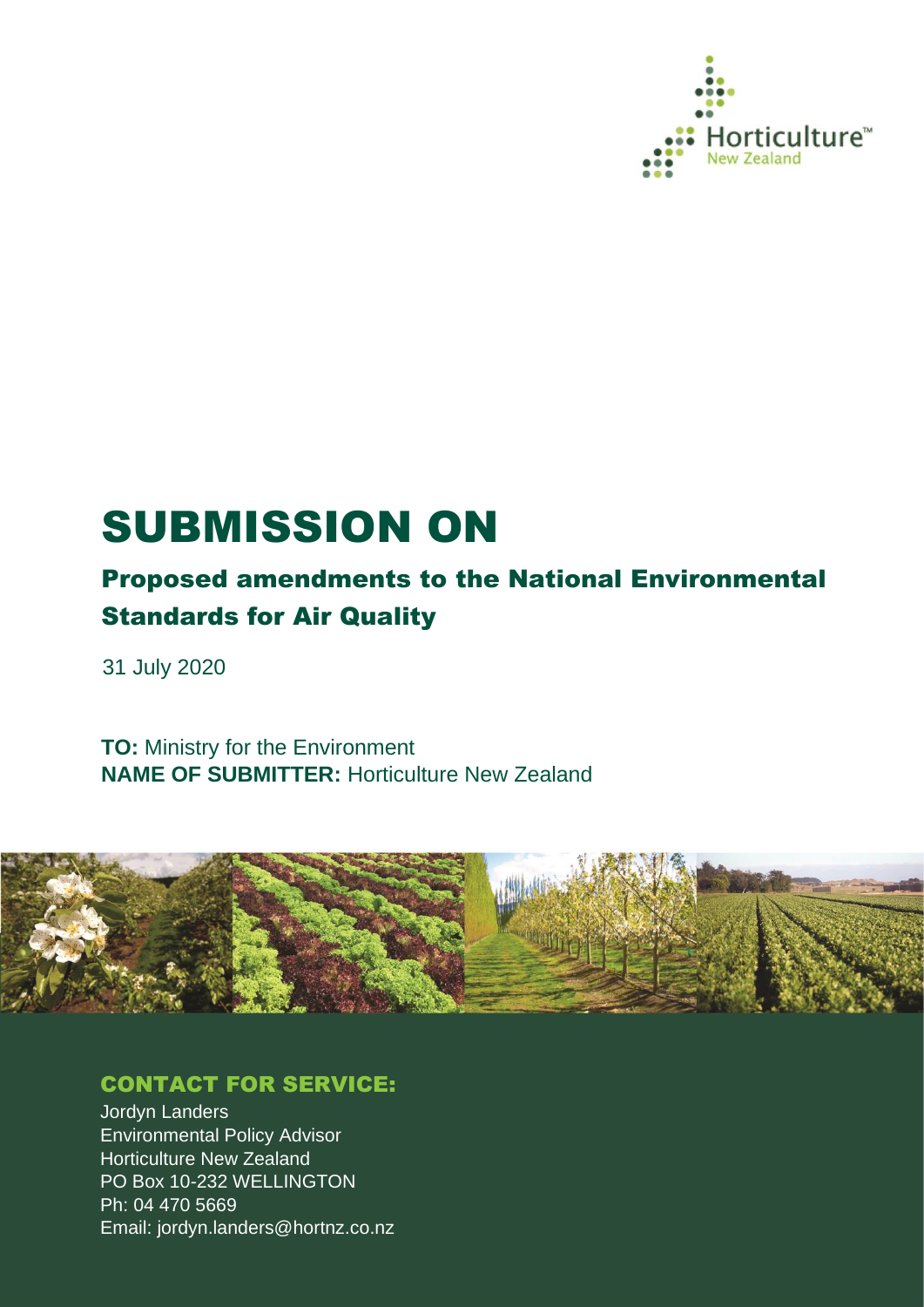Horticulture™ New Zealand

# SUBMISSION ON

## Proposed amendments to the National Environmental Standards for Air Quality

31 July 2020

**TO:** Ministry for the Environment
**NAME OF SUBMITTER:** Horticulture New Zealand

### CONTACT FOR SERVICE:

Jordyn Landers
Environmental Policy Advisor
Horticulture New Zealand
PO Box 10-232 WELLINGTON
Ph: 04 470 5669
Email: jordyn.landers@hortnz.co.nz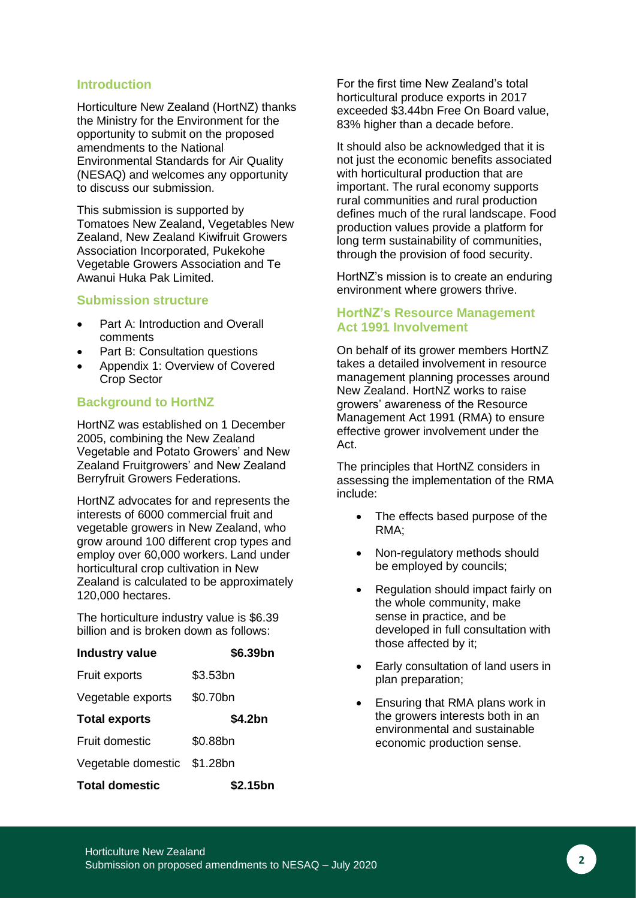## Introduction

Horticulture New Zealand (HortNZ) thanks the Ministry for the Environment for the opportunity to submit on the proposed amendments to the National Environmental Standards for Air Quality (NESAQ) and welcomes any opportunity to discuss our submission.

This submission is supported by Tomatoes New Zealand, Vegetables New Zealand, New Zealand Kiwifruit Growers Association Incorporated, Pukekohe Vegetable Growers Association and Te Awanui Huka Pak Limited.

## Submission structure

- Part A: Introduction and Overall comments
- Part B: Consultation questions
- Appendix 1: Overview of Covered Crop Sector

## Background to HortNZ

HortNZ was established on 1 December 2005, combining the New Zealand Vegetable and Potato Growers' and New Zealand Fruitgrowers' and New Zealand Berryfruit Growers Federations.

HortNZ advocates for and represents the interests of 6000 commercial fruit and vegetable growers in New Zealand, who grow around 100 different crop types and employ over 60,000 workers. Land under horticultural crop cultivation in New Zealand is calculated to be approximately 120,000 hectares.

The horticulture industry value is $6.39 billion and is broken down as follows:

| **Industry value** | | **$6.39bn** |
|---|---|---|
| Fruit exports | $3.53bn | |
| Vegetable exports | $0.70bn | |
| **Total exports** | | **$4.2bn** |
| Fruit domestic | $0.88bn | |
| Vegetable domestic | $1.28bn | |
| **Total domestic** | | **$2.15bn** |

For the first time New Zealand's total horticultural produce exports in 2017 exceeded $3.44bn Free On Board value, 83% higher than a decade before.

It should also be acknowledged that it is not just the economic benefits associated with horticultural production that are important. The rural economy supports rural communities and rural production defines much of the rural landscape. Food production values provide a platform for long term sustainability of communities, through the provision of food security.

HortNZ's mission is to create an enduring environment where growers thrive.

## HortNZ's Resource Management Act 1991 Involvement

On behalf of its grower members HortNZ takes a detailed involvement in resource management planning processes around New Zealand. HortNZ works to raise growers' awareness of the Resource Management Act 1991 (RMA) to ensure effective grower involvement under the Act.

The principles that HortNZ considers in assessing the implementation of the RMA include:

- The effects based purpose of the RMA;
- Non-regulatory methods should be employed by councils;
- Regulation should impact fairly on the whole community, make sense in practice, and be developed in full consultation with those affected by it;
- Early consultation of land users in plan preparation;
- Ensuring that RMA plans work in the growers interests both in an environmental and sustainable economic production sense.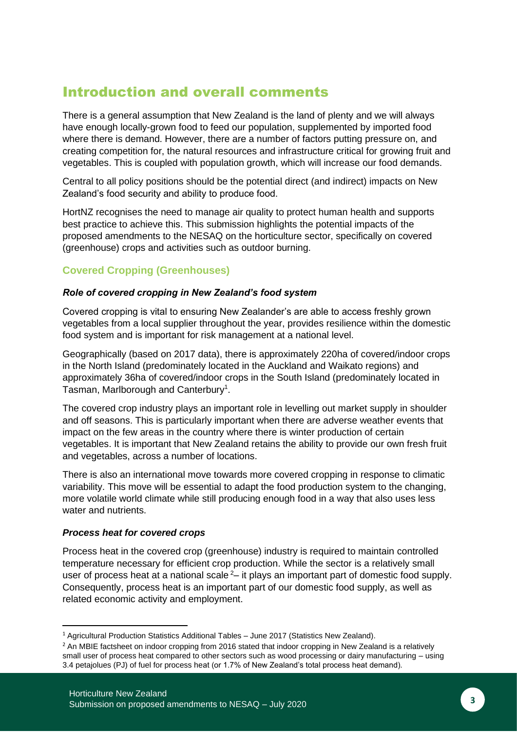# Introduction and overall comments

There is a general assumption that New Zealand is the land of plenty and we will always have enough locally-grown food to feed our population, supplemented by imported food where there is demand. However, there are a number of factors putting pressure on, and creating competition for, the natural resources and infrastructure critical for growing fruit and vegetables. This is coupled with population growth, which will increase our food demands.

Central to all policy positions should be the potential direct (and indirect) impacts on New Zealand's food security and ability to produce food.

HortNZ recognises the need to manage air quality to protect human health and supports best practice to achieve this. This submission highlights the potential impacts of the proposed amendments to the NESAQ on the horticulture sector, specifically on covered (greenhouse) crops and activities such as outdoor burning.

## Covered Cropping (Greenhouses)

### *Role of covered cropping in New Zealand's food system*

Covered cropping is vital to ensuring New Zealander's are able to access freshly grown vegetables from a local supplier throughout the year, provides resilience within the domestic food system and is important for risk management at a national level.

Geographically (based on 2017 data), there is approximately 220ha of covered/indoor crops in the North Island (predominately located in the Auckland and Waikato regions) and approximately 36ha of covered/indoor crops in the South Island (predominately located in Tasman, Marlborough and Canterbury[1].

The covered crop industry plays an important role in levelling out market supply in shoulder and off seasons. This is particularly important when there are adverse weather events that impact on the few areas in the country where there is winter production of certain vegetables. It is important that New Zealand retains the ability to provide our own fresh fruit and vegetables, across a number of locations.

There is also an international move towards more covered cropping in response to climatic variability. This move will be essential to adapt the food production system to the changing, more volatile world climate while still producing enough food in a way that also uses less water and nutrients.

### *Process heat for covered crops*

Process heat in the covered crop (greenhouse) industry is required to maintain controlled temperature necessary for efficient crop production. While the sector is a relatively small user of process heat at a national scale [2]– it plays an important part of domestic food supply. Consequently, process heat is an important part of our domestic food supply, as well as related economic activity and employment.

---

[1] Agricultural Production Statistics Additional Tables – June 2017 (Statistics New Zealand).

[2] An MBIE factsheet on indoor cropping from 2016 stated that indoor cropping in New Zealand is a relatively small user of process heat compared to other sectors such as wood processing or dairy manufacturing – using 3.4 petajolues (PJ) of fuel for process heat (or 1.7% of New Zealand's total process heat demand).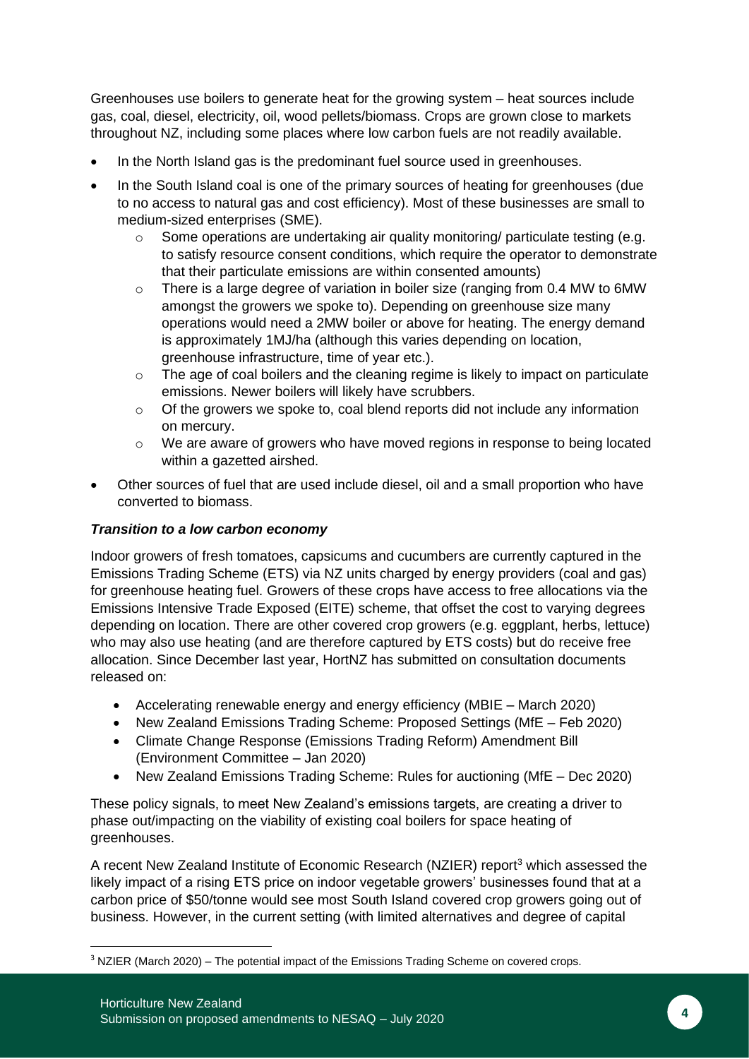Greenhouses use boilers to generate heat for the growing system – heat sources include gas, coal, diesel, electricity, oil, wood pellets/biomass. Crops are grown close to markets throughout NZ, including some places where low carbon fuels are not readily available.

- In the North Island gas is the predominant fuel source used in greenhouses.
- In the South Island coal is one of the primary sources of heating for greenhouses (due to no access to natural gas and cost efficiency). Most of these businesses are small to medium-sized enterprises (SME).
    - Some operations are undertaking air quality monitoring/ particulate testing (e.g. to satisfy resource consent conditions, which require the operator to demonstrate that their particulate emissions are within consented amounts)
    - There is a large degree of variation in boiler size (ranging from 0.4 MW to 6MW amongst the growers we spoke to). Depending on greenhouse size many operations would need a 2MW boiler or above for heating. The energy demand is approximately 1MJ/ha (although this varies depending on location, greenhouse infrastructure, time of year etc.).
    - The age of coal boilers and the cleaning regime is likely to impact on particulate emissions. Newer boilers will likely have scrubbers.
    - Of the growers we spoke to, coal blend reports did not include any information on mercury.
    - We are aware of growers who have moved regions in response to being located within a gazetted airshed.
- Other sources of fuel that are used include diesel, oil and a small proportion who have converted to biomass.

***Transition to a low carbon economy***

Indoor growers of fresh tomatoes, capsicums and cucumbers are currently captured in the Emissions Trading Scheme (ETS) via NZ units charged by energy providers (coal and gas) for greenhouse heating fuel. Growers of these crops have access to free allocations via the Emissions Intensive Trade Exposed (EITE) scheme, that offset the cost to varying degrees depending on location. There are other covered crop growers (e.g. eggplant, herbs, lettuce) who may also use heating (and are therefore captured by ETS costs) but do receive free allocation. Since December last year, HortNZ has submitted on consultation documents released on:

- Accelerating renewable energy and energy efficiency (MBIE – March 2020)
- New Zealand Emissions Trading Scheme: Proposed Settings (MfE – Feb 2020)
- Climate Change Response (Emissions Trading Reform) Amendment Bill (Environment Committee – Jan 2020)
- New Zealand Emissions Trading Scheme: Rules for auctioning (MfE – Dec 2020)

These policy signals, to meet New Zealand's emissions targets, are creating a driver to phase out/impacting on the viability of existing coal boilers for space heating of greenhouses.

A recent New Zealand Institute of Economic Research (NZIER) report[3] which assessed the likely impact of a rising ETS price on indoor vegetable growers' businesses found that at a carbon price of $50/tonne would see most South Island covered crop growers going out of business. However, in the current setting (with limited alternatives and degree of capital

[3] NZIER (March 2020) – The potential impact of the Emissions Trading Scheme on covered crops.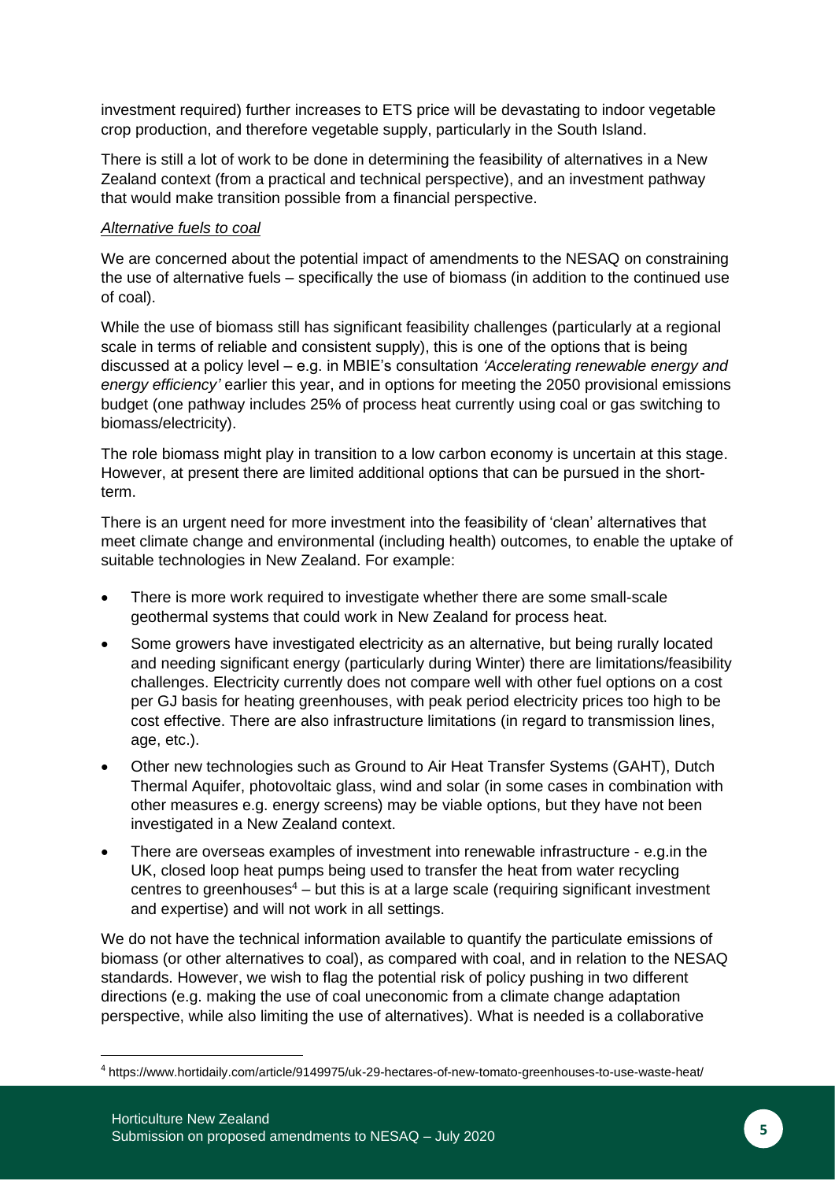investment required) further increases to ETS price will be devastating to indoor vegetable crop production, and therefore vegetable supply, particularly in the South Island.

There is still a lot of work to be done in determining the feasibility of alternatives in a New Zealand context (from a practical and technical perspective), and an investment pathway that would make transition possible from a financial perspective.

*Alternative fuels to coal*

We are concerned about the potential impact of amendments to the NESAQ on constraining the use of alternative fuels – specifically the use of biomass (in addition to the continued use of coal).

While the use of biomass still has significant feasibility challenges (particularly at a regional scale in terms of reliable and consistent supply), this is one of the options that is being discussed at a policy level – e.g. in MBIE's consultation *'Accelerating renewable energy and energy efficiency'* earlier this year, and in options for meeting the 2050 provisional emissions budget (one pathway includes 25% of process heat currently using coal or gas switching to biomass/electricity).

The role biomass might play in transition to a low carbon economy is uncertain at this stage. However, at present there are limited additional options that can be pursued in the short-term.

There is an urgent need for more investment into the feasibility of 'clean' alternatives that meet climate change and environmental (including health) outcomes, to enable the uptake of suitable technologies in New Zealand. For example:

- There is more work required to investigate whether there are some small-scale geothermal systems that could work in New Zealand for process heat.
- Some growers have investigated electricity as an alternative, but being rurally located and needing significant energy (particularly during Winter) there are limitations/feasibility challenges. Electricity currently does not compare well with other fuel options on a cost per GJ basis for heating greenhouses, with peak period electricity prices too high to be cost effective. There are also infrastructure limitations (in regard to transmission lines, age, etc.).
- Other new technologies such as Ground to Air Heat Transfer Systems (GAHT), Dutch Thermal Aquifer, photovoltaic glass, wind and solar (in some cases in combination with other measures e.g. energy screens) may be viable options, but they have not been investigated in a New Zealand context.
- There are overseas examples of investment into renewable infrastructure - e.g.in the UK, closed loop heat pumps being used to transfer the heat from water recycling centres to greenhouses[4] – but this is at a large scale (requiring significant investment and expertise) and will not work in all settings.

We do not have the technical information available to quantify the particulate emissions of biomass (or other alternatives to coal), as compared with coal, and in relation to the NESAQ standards. However, we wish to flag the potential risk of policy pushing in two different directions (e.g. making the use of coal uneconomic from a climate change adaptation perspective, while also limiting the use of alternatives). What is needed is a collaborative

[4] https://www.hortidaily.com/article/9149975/uk-29-hectares-of-new-tomato-greenhouses-to-use-waste-heat/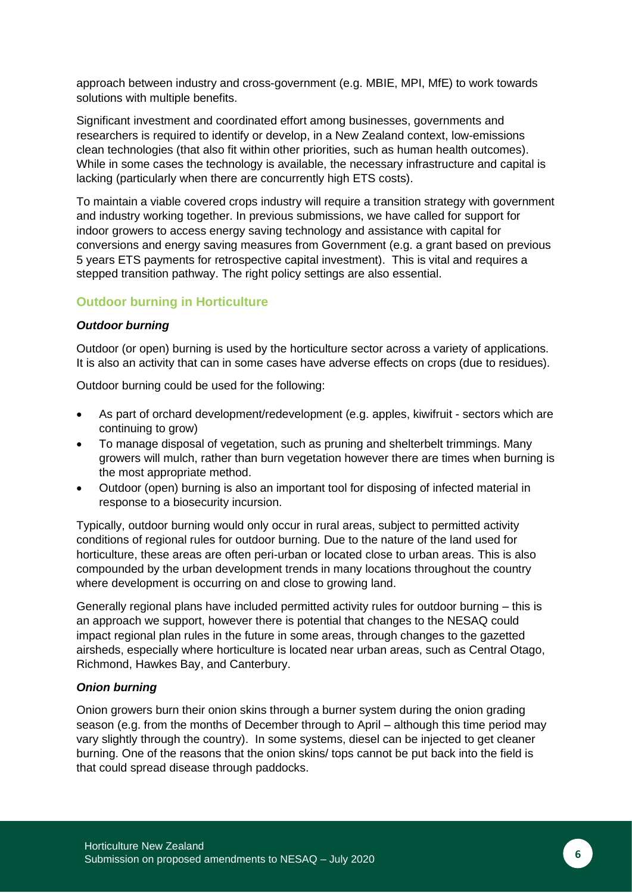approach between industry and cross-government (e.g. MBIE, MPI, MfE) to work towards solutions with multiple benefits.

Significant investment and coordinated effort among businesses, governments and researchers is required to identify or develop, in a New Zealand context, low-emissions clean technologies (that also fit within other priorities, such as human health outcomes). While in some cases the technology is available, the necessary infrastructure and capital is lacking (particularly when there are concurrently high ETS costs).

To maintain a viable covered crops industry will require a transition strategy with government and industry working together. In previous submissions, we have called for support for indoor growers to access energy saving technology and assistance with capital for conversions and energy saving measures from Government (e.g. a grant based on previous 5 years ETS payments for retrospective capital investment). This is vital and requires a stepped transition pathway. The right policy settings are also essential.

## Outdoor burning in Horticulture

### *Outdoor burning*

Outdoor (or open) burning is used by the horticulture sector across a variety of applications. It is also an activity that can in some cases have adverse effects on crops (due to residues).

Outdoor burning could be used for the following:

- As part of orchard development/redevelopment (e.g. apples, kiwifruit - sectors which are continuing to grow)
- To manage disposal of vegetation, such as pruning and shelterbelt trimmings. Many growers will mulch, rather than burn vegetation however there are times when burning is the most appropriate method.
- Outdoor (open) burning is also an important tool for disposing of infected material in response to a biosecurity incursion.

Typically, outdoor burning would only occur in rural areas, subject to permitted activity conditions of regional rules for outdoor burning. Due to the nature of the land used for horticulture, these areas are often peri-urban or located close to urban areas. This is also compounded by the urban development trends in many locations throughout the country where development is occurring on and close to growing land.

Generally regional plans have included permitted activity rules for outdoor burning – this is an approach we support, however there is potential that changes to the NESAQ could impact regional plan rules in the future in some areas, through changes to the gazetted airsheds, especially where horticulture is located near urban areas, such as Central Otago, Richmond, Hawkes Bay, and Canterbury.

### *Onion burning*

Onion growers burn their onion skins through a burner system during the onion grading season (e.g. from the months of December through to April – although this time period may vary slightly through the country). In some systems, diesel can be injected to get cleaner burning. One of the reasons that the onion skins/ tops cannot be put back into the field is that could spread disease through paddocks.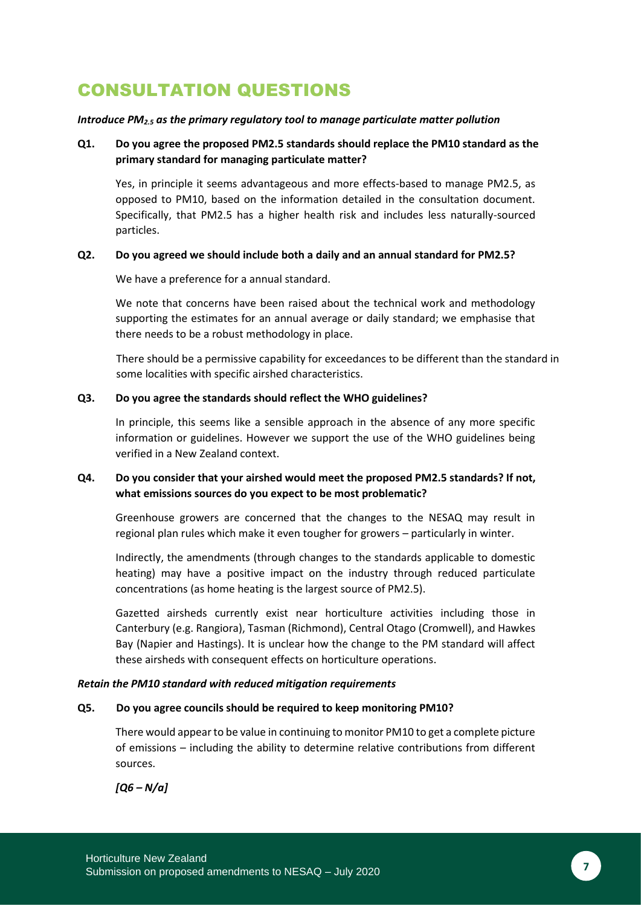# CONSULTATION QUESTIONS

***Introduce $PM_{2.5}$ as the primary regulatory tool to manage particulate matter pollution***

**Q1. Do you agree the proposed PM2.5 standards should replace the PM10 standard as the primary standard for managing particulate matter?**

Yes, in principle it seems advantageous and more effects-based to manage PM2.5, as opposed to PM10, based on the information detailed in the consultation document. Specifically, that PM2.5 has a higher health risk and includes less naturally-sourced particles.

**Q2. Do you agreed we should include both a daily and an annual standard for PM2.5?**

We have a preference for a annual standard.

We note that concerns have been raised about the technical work and methodology supporting the estimates for an annual average or daily standard; we emphasise that there needs to be a robust methodology in place.

There should be a permissive capability for exceedances to be different than the standard in some localities with specific airshed characteristics.

**Q3. Do you agree the standards should reflect the WHO guidelines?**

In principle, this seems like a sensible approach in the absence of any more specific information or guidelines. However we support the use of the WHO guidelines being verified in a New Zealand context.

**Q4. Do you consider that your airshed would meet the proposed PM2.5 standards? If not, what emissions sources do you expect to be most problematic?**

Greenhouse growers are concerned that the changes to the NESAQ may result in regional plan rules which make it even tougher for growers – particularly in winter.

Indirectly, the amendments (through changes to the standards applicable to domestic heating) may have a positive impact on the industry through reduced particulate concentrations (as home heating is the largest source of PM2.5).

Gazetted airsheds currently exist near horticulture activities including those in Canterbury (e.g. Rangiora), Tasman (Richmond), Central Otago (Cromwell), and Hawkes Bay (Napier and Hastings). It is unclear how the change to the PM standard will affect these airsheds with consequent effects on horticulture operations.

***Retain the PM10 standard with reduced mitigation requirements***

**Q5. Do you agree councils should be required to keep monitoring PM10?**

There would appear to be value in continuing to monitor PM10 to get a complete picture of emissions – including the ability to determine relative contributions from different sources.

***[Q6 – N/a]***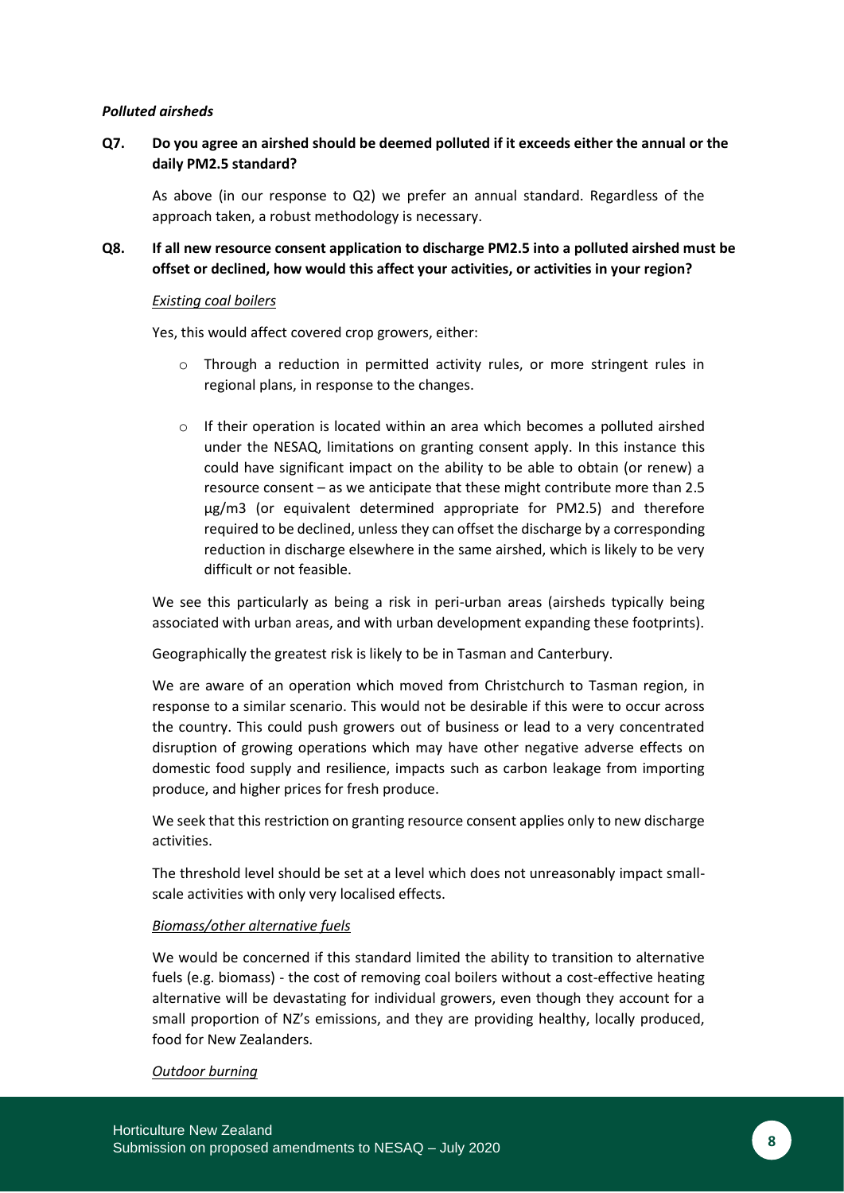***Polluted airsheds***

**Q7. Do you agree an airshed should be deemed polluted if it exceeds either the annual or the daily PM2.5 standard?**

As above (in our response to Q2) we prefer an annual standard. Regardless of the approach taken, a robust methodology is necessary.

**Q8. If all new resource consent application to discharge PM2.5 into a polluted airshed must be offset or declined, how would this affect your activities, or activities in your region?**

*Existing coal boilers*

Yes, this would affect covered crop growers, either:

- Through a reduction in permitted activity rules, or more stringent rules in regional plans, in response to the changes.
- If their operation is located within an area which becomes a polluted airshed under the NESAQ, limitations on granting consent apply. In this instance this could have significant impact on the ability to be able to obtain (or renew) a resource consent – as we anticipate that these might contribute more than 2.5 µg/m3 (or equivalent determined appropriate for PM2.5) and therefore required to be declined, unless they can offset the discharge by a corresponding reduction in discharge elsewhere in the same airshed, which is likely to be very difficult or not feasible.

We see this particularly as being a risk in peri-urban areas (airsheds typically being associated with urban areas, and with urban development expanding these footprints).

Geographically the greatest risk is likely to be in Tasman and Canterbury.

We are aware of an operation which moved from Christchurch to Tasman region, in response to a similar scenario. This would not be desirable if this were to occur across the country. This could push growers out of business or lead to a very concentrated disruption of growing operations which may have other negative adverse effects on domestic food supply and resilience, impacts such as carbon leakage from importing produce, and higher prices for fresh produce.

We seek that this restriction on granting resource consent applies only to new discharge activities.

The threshold level should be set at a level which does not unreasonably impact small-scale activities with only very localised effects.

*Biomass/other alternative fuels*

We would be concerned if this standard limited the ability to transition to alternative fuels (e.g. biomass) - the cost of removing coal boilers without a cost-effective heating alternative will be devastating for individual growers, even though they account for a small proportion of NZ's emissions, and they are providing healthy, locally produced, food for New Zealanders.

*Outdoor burning*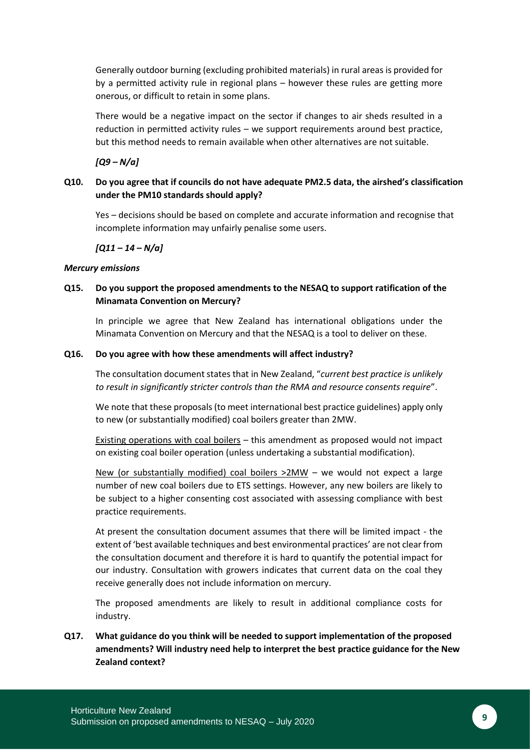Generally outdoor burning (excluding prohibited materials) in rural areas is provided for by a permitted activity rule in regional plans – however these rules are getting more onerous, or difficult to retain in some plans.

There would be a negative impact on the sector if changes to air sheds resulted in a reduction in permitted activity rules – we support requirements around best practice, but this method needs to remain available when other alternatives are not suitable.

***[Q9 – N/a]***

**Q10. Do you agree that if councils do not have adequate PM2.5 data, the airshed's classification under the PM10 standards should apply?**

Yes – decisions should be based on complete and accurate information and recognise that incomplete information may unfairly penalise some users.

***[Q11 – 14 – N/a]***

***Mercury emissions***

**Q15. Do you support the proposed amendments to the NESAQ to support ratification of the Minamata Convention on Mercury?**

In principle we agree that New Zealand has international obligations under the Minamata Convention on Mercury and that the NESAQ is a tool to deliver on these.

**Q16. Do you agree with how these amendments will affect industry?**

The consultation document states that in New Zealand, "*current best practice is unlikely to result in significantly stricter controls than the RMA and resource consents require*".

We note that these proposals (to meet international best practice guidelines) apply only to new (or substantially modified) coal boilers greater than 2MW.

Existing operations with coal boilers – this amendment as proposed would not impact on existing coal boiler operation (unless undertaking a substantial modification).

New (or substantially modified) coal boilers >2MW – we would not expect a large number of new coal boilers due to ETS settings. However, any new boilers are likely to be subject to a higher consenting cost associated with assessing compliance with best practice requirements.

At present the consultation document assumes that there will be limited impact - the extent of 'best available techniques and best environmental practices' are not clear from the consultation document and therefore it is hard to quantify the potential impact for our industry. Consultation with growers indicates that current data on the coal they receive generally does not include information on mercury.

The proposed amendments are likely to result in additional compliance costs for industry.

**Q17. What guidance do you think will be needed to support implementation of the proposed amendments? Will industry need help to interpret the best practice guidance for the New Zealand context?**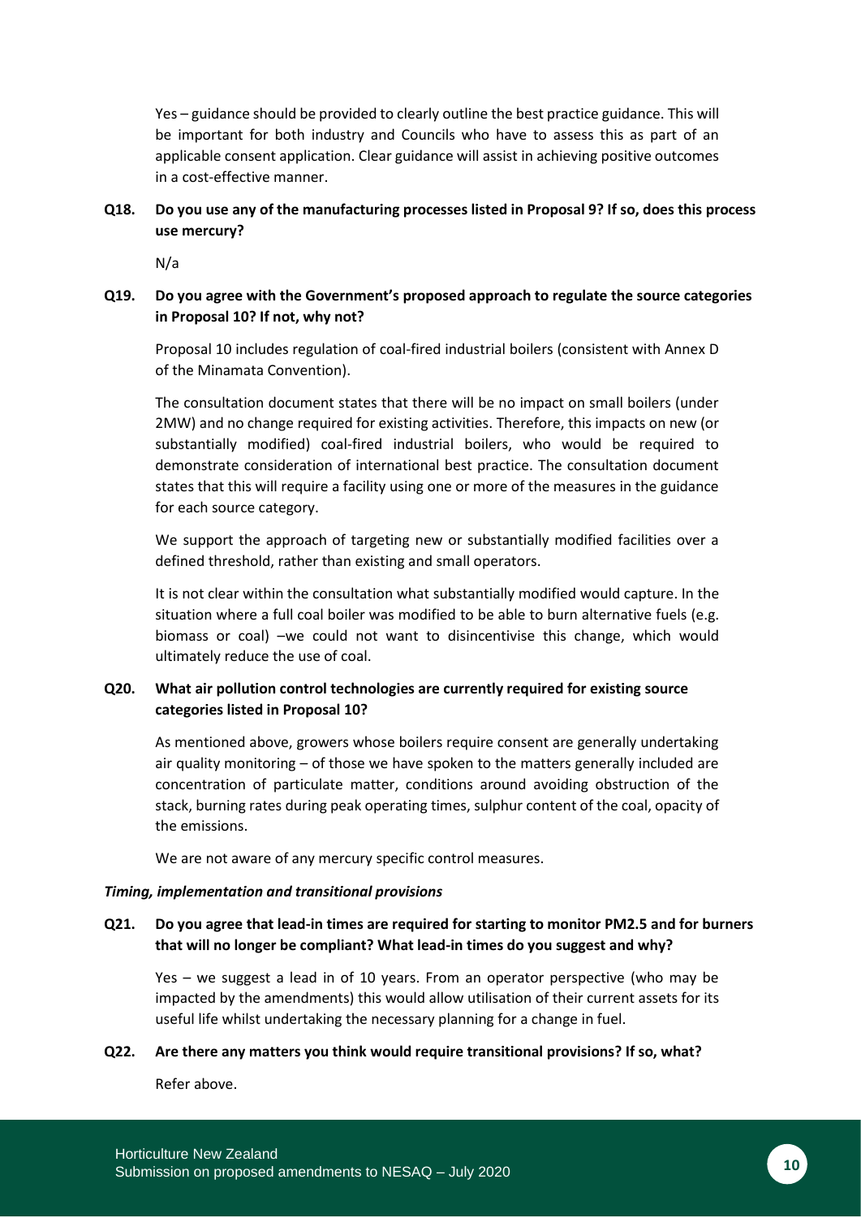Yes – guidance should be provided to clearly outline the best practice guidance. This will be important for both industry and Councils who have to assess this as part of an applicable consent application. Clear guidance will assist in achieving positive outcomes in a cost-effective manner.

**Q18. Do you use any of the manufacturing processes listed in Proposal 9? If so, does this process use mercury?**

N/a

**Q19. Do you agree with the Government's proposed approach to regulate the source categories in Proposal 10? If not, why not?**

Proposal 10 includes regulation of coal-fired industrial boilers (consistent with Annex D of the Minamata Convention).

The consultation document states that there will be no impact on small boilers (under 2MW) and no change required for existing activities. Therefore, this impacts on new (or substantially modified) coal-fired industrial boilers, who would be required to demonstrate consideration of international best practice. The consultation document states that this will require a facility using one or more of the measures in the guidance for each source category.

We support the approach of targeting new or substantially modified facilities over a defined threshold, rather than existing and small operators.

It is not clear within the consultation what substantially modified would capture. In the situation where a full coal boiler was modified to be able to burn alternative fuels (e.g. biomass or coal) –we could not want to disincentivise this change, which would ultimately reduce the use of coal.

**Q20. What air pollution control technologies are currently required for existing source categories listed in Proposal 10?**

As mentioned above, growers whose boilers require consent are generally undertaking air quality monitoring – of those we have spoken to the matters generally included are concentration of particulate matter, conditions around avoiding obstruction of the stack, burning rates during peak operating times, sulphur content of the coal, opacity of the emissions.

We are not aware of any mercury specific control measures.

***Timing, implementation and transitional provisions***

**Q21. Do you agree that lead-in times are required for starting to monitor PM2.5 and for burners that will no longer be compliant? What lead-in times do you suggest and why?**

Yes – we suggest a lead in of 10 years. From an operator perspective (who may be impacted by the amendments) this would allow utilisation of their current assets for its useful life whilst undertaking the necessary planning for a change in fuel.

**Q22. Are there any matters you think would require transitional provisions? If so, what?**

Refer above.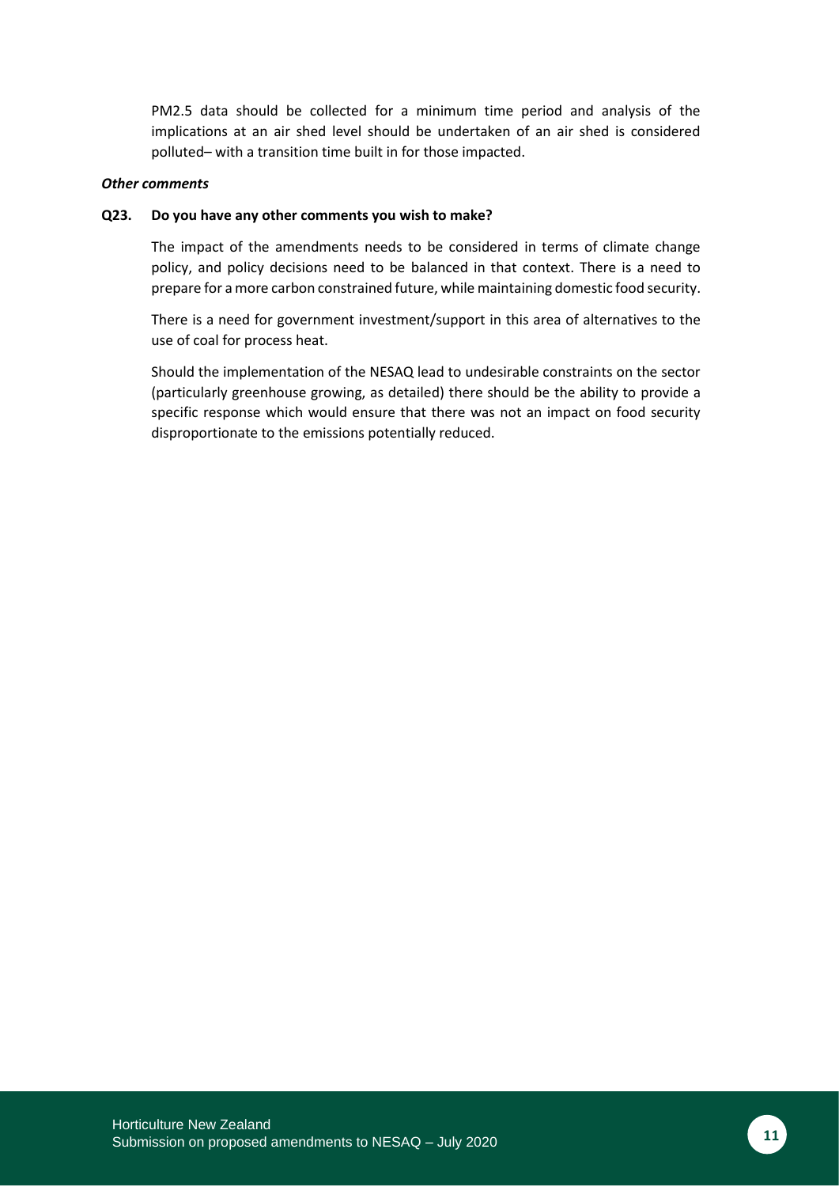PM2.5 data should be collected for a minimum time period and analysis of the implications at an air shed level should be undertaken of an air shed is considered polluted– with a transition time built in for those impacted.

***Other comments***

**Q23. Do you have any other comments you wish to make?**

The impact of the amendments needs to be considered in terms of climate change policy, and policy decisions need to be balanced in that context. There is a need to prepare for a more carbon constrained future, while maintaining domestic food security.

There is a need for government investment/support in this area of alternatives to the use of coal for process heat.

Should the implementation of the NESAQ lead to undesirable constraints on the sector (particularly greenhouse growing, as detailed) there should be the ability to provide a specific response which would ensure that there was not an impact on food security disproportionate to the emissions potentially reduced.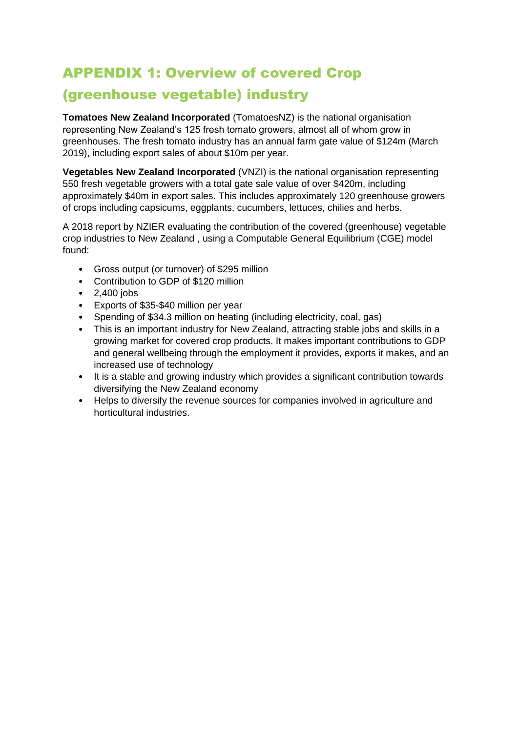# APPENDIX 1: Overview of covered Crop (greenhouse vegetable) industry

**Tomatoes New Zealand Incorporated** (TomatoesNZ) is the national organisation representing New Zealand's 125 fresh tomato growers, almost all of whom grow in greenhouses. The fresh tomato industry has an annual farm gate value of $124m (March 2019), including export sales of about $10m per year.

**Vegetables New Zealand Incorporated** (VNZI) is the national organisation representing 550 fresh vegetable growers with a total gate sale value of over $420m, including approximately $40m in export sales. This includes approximately 120 greenhouse growers of crops including capsicums, eggplants, cucumbers, lettuces, chilies and herbs.

A 2018 report by NZIER evaluating the contribution of the covered (greenhouse) vegetable crop industries to New Zealand , using a Computable General Equilibrium (CGE) model found:

- Gross output (or turnover) of $295 million
- Contribution to GDP of $120 million
- 2,400 jobs
- Exports of $35-$40 million per year
- Spending of $34.3 million on heating (including electricity, coal, gas)
- This is an important industry for New Zealand, attracting stable jobs and skills in a growing market for covered crop products. It makes important contributions to GDP and general wellbeing through the employment it provides, exports it makes, and an increased use of technology
- It is a stable and growing industry which provides a significant contribution towards diversifying the New Zealand economy
- Helps to diversify the revenue sources for companies involved in agriculture and horticultural industries.